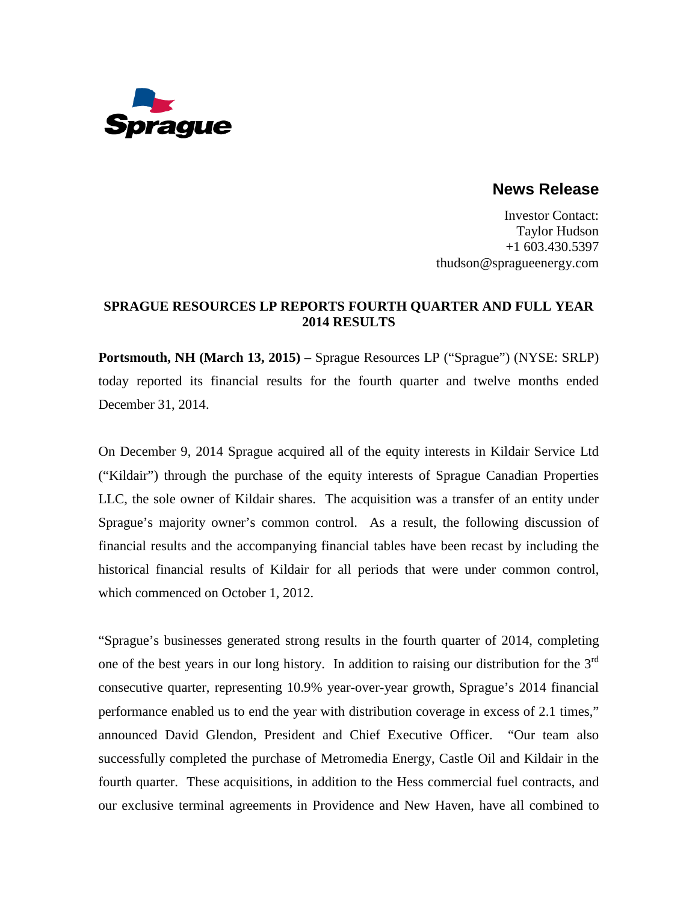Sprague

## News Release

Investor Contact:
Taylor Hudson
+1 603.430.5397
thudson@spragueenergy.com

# SPRAGUE RESOURCES LP REPORTS FOURTH QUARTER AND FULL YEAR 2014 RESULTS

**Portsmouth, NH (March 13, 2015)** – Sprague Resources LP ("Sprague") (NYSE: SRLP) today reported its financial results for the fourth quarter and twelve months ended December 31, 2014.

On December 9, 2014 Sprague acquired all of the equity interests in Kildair Service Ltd ("Kildair") through the purchase of the equity interests of Sprague Canadian Properties LLC, the sole owner of Kildair shares. The acquisition was a transfer of an entity under Sprague's majority owner's common control. As a result, the following discussion of financial results and the accompanying financial tables have been recast by including the historical financial results of Kildair for all periods that were under common control, which commenced on October 1, 2012.

"Sprague's businesses generated strong results in the fourth quarter of 2014, completing one of the best years in our long history. In addition to raising our distribution for the 3rd consecutive quarter, representing 10.9% year-over-year growth, Sprague's 2014 financial performance enabled us to end the year with distribution coverage in excess of 2.1 times," announced David Glendon, President and Chief Executive Officer. "Our team also successfully completed the purchase of Metromedia Energy, Castle Oil and Kildair in the fourth quarter. These acquisitions, in addition to the Hess commercial fuel contracts, and our exclusive terminal agreements in Providence and New Haven, have all combined to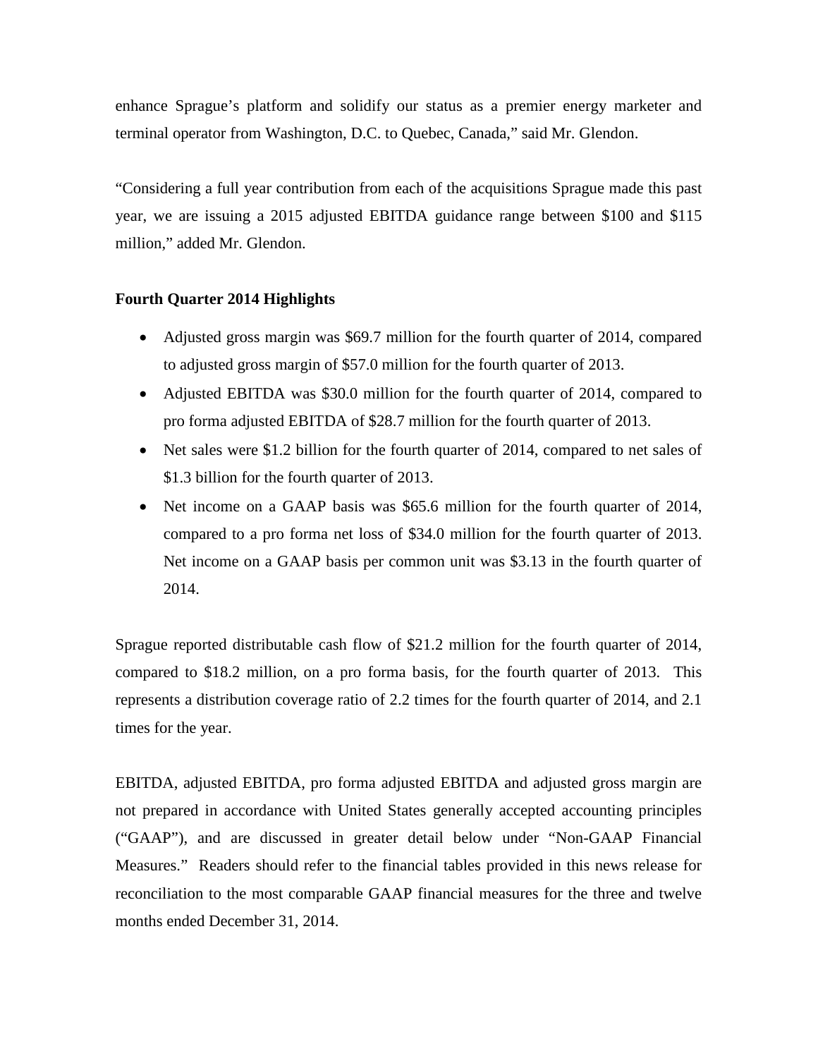enhance Sprague's platform and solidify our status as a premier energy marketer and terminal operator from Washington, D.C. to Quebec, Canada," said Mr. Glendon.

"Considering a full year contribution from each of the acquisitions Sprague made this past year, we are issuing a 2015 adjusted EBITDA guidance range between $100 and $115 million," added Mr. Glendon.

**Fourth Quarter 2014 Highlights**

- Adjusted gross margin was $69.7 million for the fourth quarter of 2014, compared to adjusted gross margin of $57.0 million for the fourth quarter of 2013.
- Adjusted EBITDA was $30.0 million for the fourth quarter of 2014, compared to pro forma adjusted EBITDA of $28.7 million for the fourth quarter of 2013.
- Net sales were $1.2 billion for the fourth quarter of 2014, compared to net sales of $1.3 billion for the fourth quarter of 2013.
- Net income on a GAAP basis was $65.6 million for the fourth quarter of 2014, compared to a pro forma net loss of $34.0 million for the fourth quarter of 2013. Net income on a GAAP basis per common unit was $3.13 in the fourth quarter of 2014.

Sprague reported distributable cash flow of $21.2 million for the fourth quarter of 2014, compared to $18.2 million, on a pro forma basis, for the fourth quarter of 2013. This represents a distribution coverage ratio of 2.2 times for the fourth quarter of 2014, and 2.1 times for the year.

EBITDA, adjusted EBITDA, pro forma adjusted EBITDA and adjusted gross margin are not prepared in accordance with United States generally accepted accounting principles ("GAAP"), and are discussed in greater detail below under "Non-GAAP Financial Measures." Readers should refer to the financial tables provided in this news release for reconciliation to the most comparable GAAP financial measures for the three and twelve months ended December 31, 2014.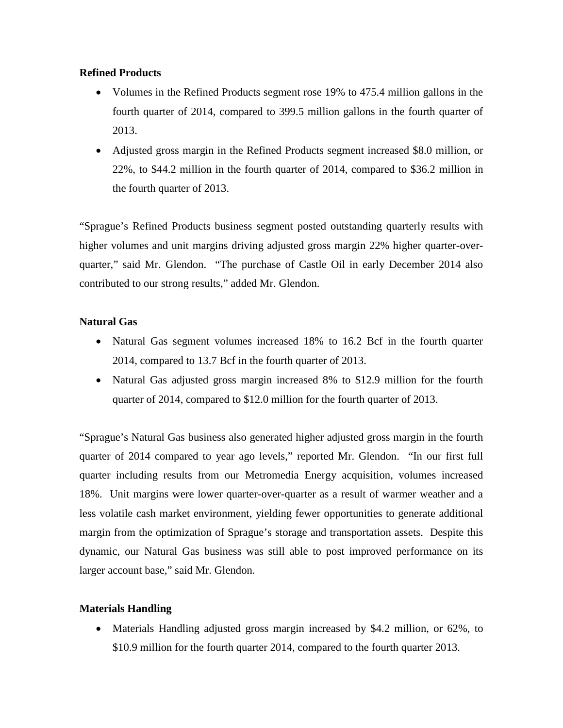**Refined Products**

- Volumes in the Refined Products segment rose 19% to 475.4 million gallons in the fourth quarter of 2014, compared to 399.5 million gallons in the fourth quarter of 2013.
- Adjusted gross margin in the Refined Products segment increased $8.0 million, or 22%, to $44.2 million in the fourth quarter of 2014, compared to $36.2 million in the fourth quarter of 2013.

"Sprague's Refined Products business segment posted outstanding quarterly results with higher volumes and unit margins driving adjusted gross margin 22% higher quarter-over-quarter," said Mr. Glendon. "The purchase of Castle Oil in early December 2014 also contributed to our strong results," added Mr. Glendon.

**Natural Gas**

- Natural Gas segment volumes increased 18% to 16.2 Bcf in the fourth quarter 2014, compared to 13.7 Bcf in the fourth quarter of 2013.
- Natural Gas adjusted gross margin increased 8% to $12.9 million for the fourth quarter of 2014, compared to $12.0 million for the fourth quarter of 2013.

"Sprague's Natural Gas business also generated higher adjusted gross margin in the fourth quarter of 2014 compared to year ago levels," reported Mr. Glendon. "In our first full quarter including results from our Metromedia Energy acquisition, volumes increased 18%. Unit margins were lower quarter-over-quarter as a result of warmer weather and a less volatile cash market environment, yielding fewer opportunities to generate additional margin from the optimization of Sprague's storage and transportation assets. Despite this dynamic, our Natural Gas business was still able to post improved performance on its larger account base," said Mr. Glendon.

**Materials Handling**

- Materials Handling adjusted gross margin increased by $4.2 million, or 62%, to $10.9 million for the fourth quarter 2014, compared to the fourth quarter 2013.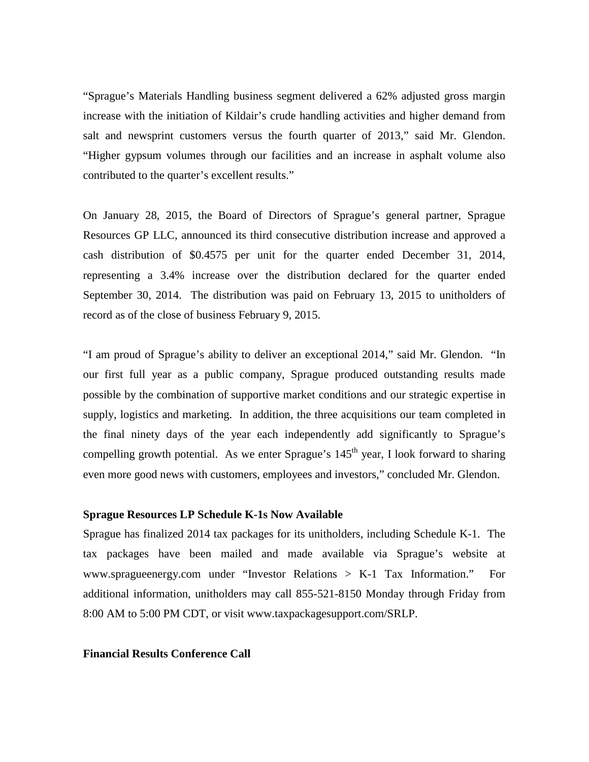"Sprague's Materials Handling business segment delivered a 62% adjusted gross margin increase with the initiation of Kildair's crude handling activities and higher demand from salt and newsprint customers versus the fourth quarter of 2013," said Mr. Glendon. "Higher gypsum volumes through our facilities and an increase in asphalt volume also contributed to the quarter's excellent results."

On January 28, 2015, the Board of Directors of Sprague's general partner, Sprague Resources GP LLC, announced its third consecutive distribution increase and approved a cash distribution of $0.4575 per unit for the quarter ended December 31, 2014, representing a 3.4% increase over the distribution declared for the quarter ended September 30, 2014. The distribution was paid on February 13, 2015 to unitholders of record as of the close of business February 9, 2015.

"I am proud of Sprague's ability to deliver an exceptional 2014," said Mr. Glendon. "In our first full year as a public company, Sprague produced outstanding results made possible by the combination of supportive market conditions and our strategic expertise in supply, logistics and marketing. In addition, the three acquisitions our team completed in the final ninety days of the year each independently add significantly to Sprague's compelling growth potential. As we enter Sprague's 145th year, I look forward to sharing even more good news with customers, employees and investors," concluded Mr. Glendon.

**Sprague Resources LP Schedule K-1s Now Available**

Sprague has finalized 2014 tax packages for its unitholders, including Schedule K-1. The tax packages have been mailed and made available via Sprague's website at www.spragueenergy.com under "Investor Relations > K-1 Tax Information." For additional information, unitholders may call 855-521-8150 Monday through Friday from 8:00 AM to 5:00 PM CDT, or visit www.taxpackagesupport.com/SRLP.

**Financial Results Conference Call**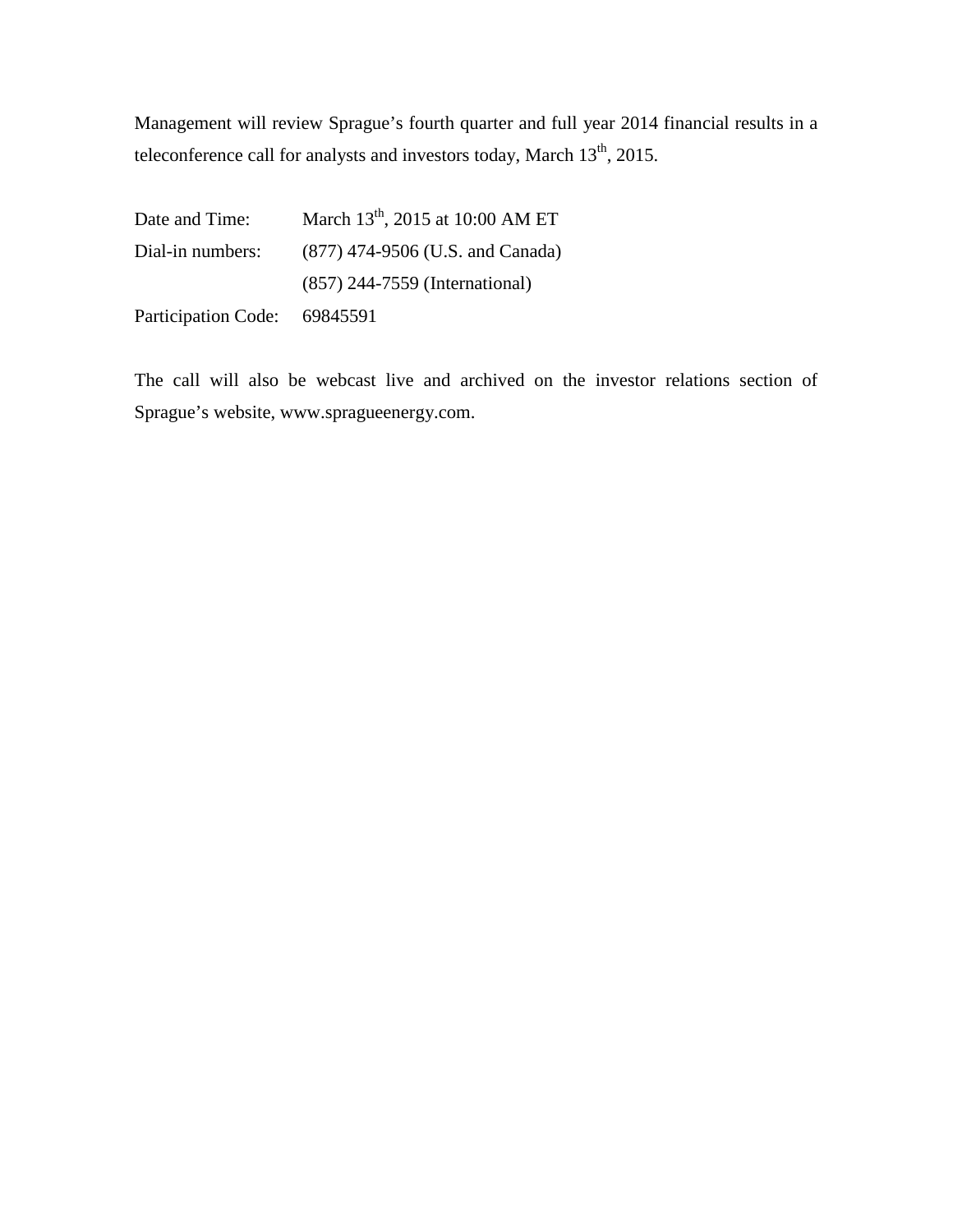Management will review Sprague's fourth quarter and full year 2014 financial results in a teleconference call for analysts and investors today, March 13th, 2015.

| | |
|---|---|
| Date and Time: | March 13th, 2015 at 10:00 AM ET |
| Dial-in numbers: | (877) 474-9506 (U.S. and Canada) |
| | (857) 244-7559 (International) |
| Participation Code: | 69845591 |

The call will also be webcast live and archived on the investor relations section of Sprague's website, www.spragueenergy.com.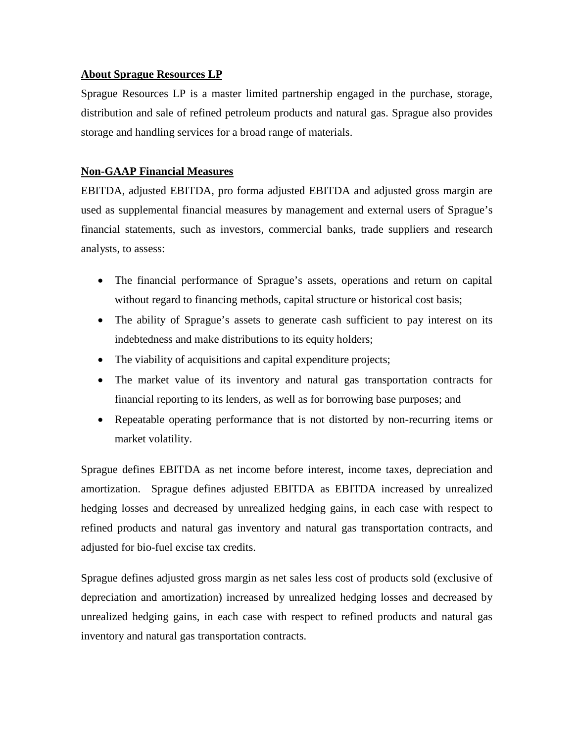**About Sprague Resources LP**

Sprague Resources LP is a master limited partnership engaged in the purchase, storage, distribution and sale of refined petroleum products and natural gas. Sprague also provides storage and handling services for a broad range of materials.

**Non-GAAP Financial Measures**

EBITDA, adjusted EBITDA, pro forma adjusted EBITDA and adjusted gross margin are used as supplemental financial measures by management and external users of Sprague's financial statements, such as investors, commercial banks, trade suppliers and research analysts, to assess:

- The financial performance of Sprague's assets, operations and return on capital without regard to financing methods, capital structure or historical cost basis;
- The ability of Sprague's assets to generate cash sufficient to pay interest on its indebtedness and make distributions to its equity holders;
- The viability of acquisitions and capital expenditure projects;
- The market value of its inventory and natural gas transportation contracts for financial reporting to its lenders, as well as for borrowing base purposes; and
- Repeatable operating performance that is not distorted by non-recurring items or market volatility.

Sprague defines EBITDA as net income before interest, income taxes, depreciation and amortization. Sprague defines adjusted EBITDA as EBITDA increased by unrealized hedging losses and decreased by unrealized hedging gains, in each case with respect to refined products and natural gas inventory and natural gas transportation contracts, and adjusted for bio-fuel excise tax credits.

Sprague defines adjusted gross margin as net sales less cost of products sold (exclusive of depreciation and amortization) increased by unrealized hedging losses and decreased by unrealized hedging gains, in each case with respect to refined products and natural gas inventory and natural gas transportation contracts.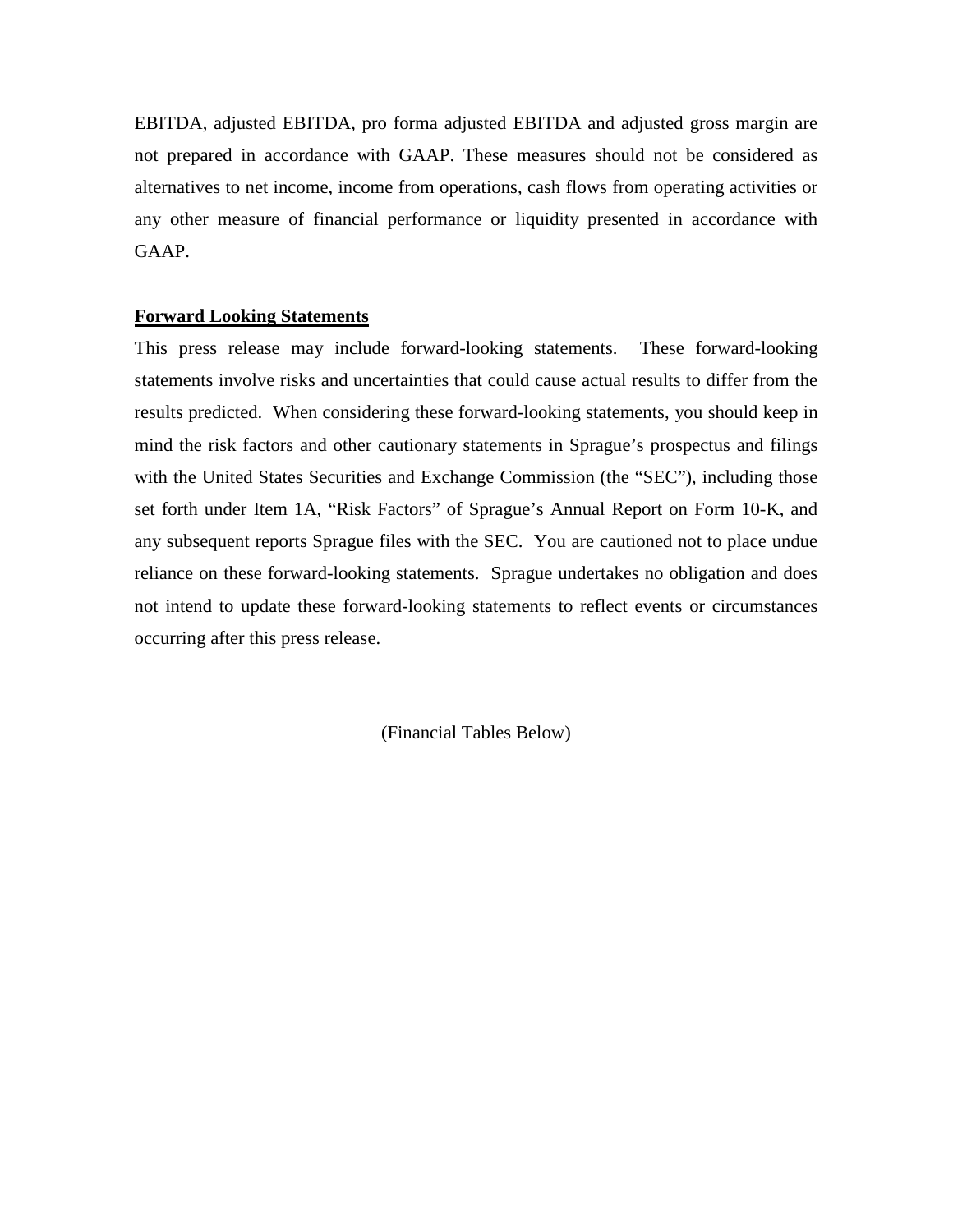EBITDA, adjusted EBITDA, pro forma adjusted EBITDA and adjusted gross margin are not prepared in accordance with GAAP. These measures should not be considered as alternatives to net income, income from operations, cash flows from operating activities or any other measure of financial performance or liquidity presented in accordance with GAAP.

**Forward Looking Statements**

This press release may include forward-looking statements. These forward-looking statements involve risks and uncertainties that could cause actual results to differ from the results predicted. When considering these forward-looking statements, you should keep in mind the risk factors and other cautionary statements in Sprague's prospectus and filings with the United States Securities and Exchange Commission (the "SEC"), including those set forth under Item 1A, "Risk Factors" of Sprague's Annual Report on Form 10-K, and any subsequent reports Sprague files with the SEC. You are cautioned not to place undue reliance on these forward-looking statements. Sprague undertakes no obligation and does not intend to update these forward-looking statements to reflect events or circumstances occurring after this press release.

(Financial Tables Below)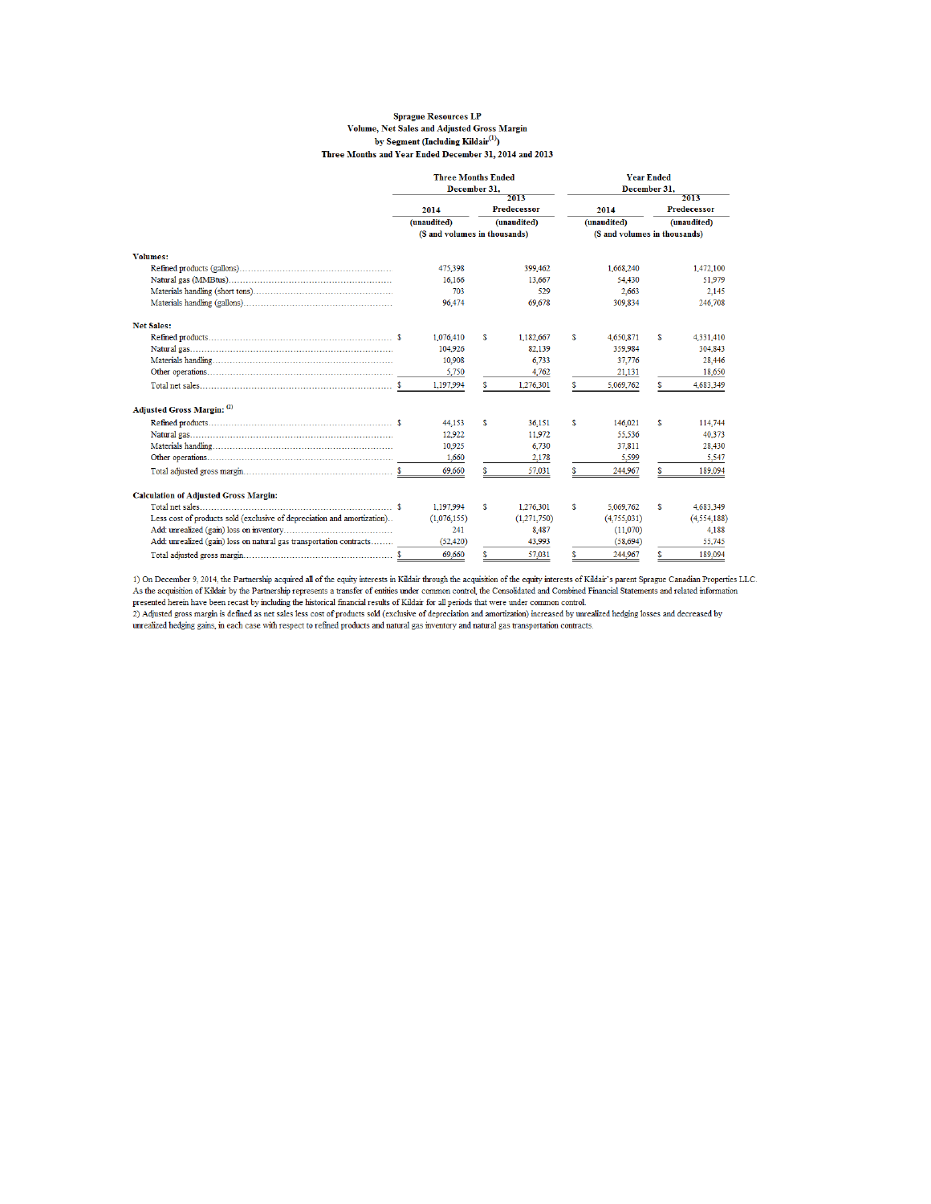**Sprague Resources LP**
**Volume, Net Sales and Adjusted Gross Margin**
**by Segment (Including Kildair[(1)])**
**Three Months and Year Ended December 31, 2014 and 2013**

| | Three Months Ended December 31, | | Year Ended December 31, | |
|---|---|---|---|---|
| | 2014 | 2013 Predecessor | 2014 | 2013 Predecessor |
| | (unaudited) | (unaudited) | (unaudited) | (unaudited) |
| | ($ and volumes in thousands) | | ($ and volumes in thousands) | |
| **Volumes:** | | | | |
| Refined products (gallons) | 475,398 | 399,462 | 1,668,240 | 1,472,100 |
| Natural gas (MMBtus) | 16,166 | 13,667 | 54,430 | 51,979 |
| Materials handling (short tons) | 703 | 529 | 2,663 | 2,145 |
| Materials handling (gallons) | 96,474 | 69,678 | 309,834 | 246,708 |
| **Net Sales:** | | | | |
| Refined products | $ 1,076,410 | $ 1,182,667 | $ 4,650,871 | $ 4,331,410 |
| Natural gas | 104,926 | 82,139 | 359,984 | 304,843 |
| Materials handling | 10,908 | 6,733 | 37,776 | 28,446 |
| Other operations | 5,750 | 4,762 | 21,131 | 18,650 |
| Total net sales | $ 1,197,994 | $ 1,276,301 | $ 5,069,762 | $ 4,683,349 |
| **Adjusted Gross Margin:** [(2)] | | | | |
| Refined products | $ 44,153 | $ 36,151 | $ 146,021 | $ 114,744 |
| Natural gas | 12,922 | 11,972 | 55,536 | 40,373 |
| Materials handling | 10,925 | 6,730 | 37,811 | 28,430 |
| Other operations | 1,660 | 2,178 | 5,599 | 5,547 |
| Total adjusted gross margin | $ 69,660 | $ 57,031 | $ 244,967 | $ 189,094 |
| **Calculation of Adjusted Gross Margin:** | | | | |
| Total net sales | $ 1,197,994 | $ 1,276,301 | $ 5,069,762 | $ 4,683,349 |
| Less cost of products sold (exclusive of depreciation and amortization) | (1,076,155) | (1,271,750) | (4,755,031) | (4,554,188) |
| Add: unrealized (gain) loss on inventory | 241 | 8,487 | (11,070) | 4,188 |
| Add: unrealized (gain) loss on natural gas transportation contracts | (52,420) | 43,993 | (58,694) | 55,745 |
| Total adjusted gross margin | $ 69,660 | $ 57,031 | $ 244,967 | $ 189,094 |

1) On December 9, 2014, the Partnership acquired all of the equity interests in Kildair through the acquisition of the equity interests of Kildair's parent Sprague Canadian Properties LLC. As the acquisition of Kildair by the Partnership represents a transfer of entities under common control, the Consolidated and Combined Financial Statements and related information presented herein have been recast by including the historical financial results of Kildair for all periods that were under common control.

2) Adjusted gross margin is defined as net sales less cost of products sold (exclusive of depreciation and amortization) increased by unrealized hedging losses and decreased by unrealized hedging gains, in each case with respect to refined products and natural gas inventory and natural gas transportation contracts.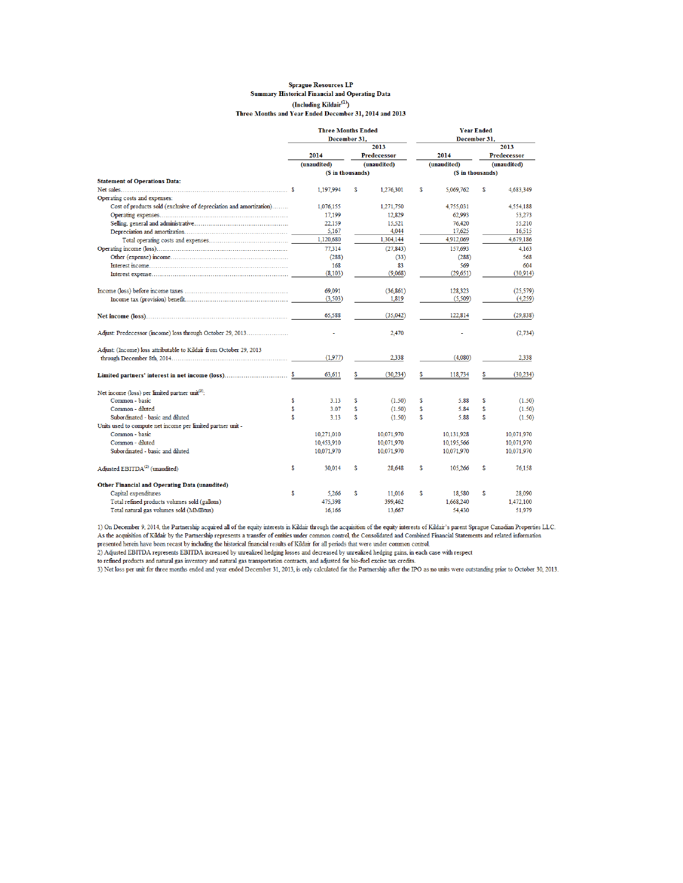**Sprague Resources LP**

**Summary Historical Financial and Operating Data**

**(Including Kildair[(1)])**

**Three Months and Year Ended December 31, 2014 and 2013**

| | Three Months Ended December 31, | | Year Ended December 31, | |
|---|---|---|---|---|
| | 2014 | 2013 Predecessor | 2014 | 2013 Predecessor |
| | (unaudited) | (unaudited) | (unaudited) | (unaudited) |
| | ($ in thousands) | | ($ in thousands) | |
| **Statement of Operations Data:** | | | | |
| Net sales | $ 1,197,994 | $ 1,276,301 | $ 5,069,762 | $ 4,683,349 |
| Operating costs and expenses: | | | | |
| Cost of products sold (exclusive of depreciation and amortization) | 1,076,155 | 1,271,750 | 4,755,031 | 4,554,188 |
| Operating expenses | 17,199 | 12,829 | 62,993 | 53,273 |
| Selling, general and administrative | 22,159 | 15,521 | 76,420 | 55,210 |
| Depreciation and amortization | 5,167 | 4,044 | 17,625 | 16,515 |
| Total operating costs and expenses | 1,120,680 | 1,304,144 | 4,912,069 | 4,679,186 |
| Operating income (loss) | 77,314 | (27,843) | 157,693 | 4,163 |
| Other (expense) income | (288) | (33) | (288) | 568 |
| Interest income | 168 | 83 | 569 | 604 |
| Interest expense | (8,103) | (9,068) | (29,651) | (30,914) |
| Income (loss) before income taxes | 69,091 | (36,861) | 128,323 | (25,579) |
| Income tax (provision) benefit | (3,503) | 1,819 | (5,509) | (4,259) |
| **Net income (loss)** | 65,588 | (35,042) | 122,814 | (29,838) |
| Adjust: Predecessor (income) loss through October 29, 2013 | - | 2,470 | - | (2,734) |
| Adjust: (Income) loss attributable to Kildair from October 29, 2013 through December 8th, 2014 | (1,977) | 2,338 | (4,080) | 2,338 |
| **Limited partners' interest in net income (loss)** | $ 63,611 | $ (30,234) | $ 118,734 | $ (30,234) |
| Net income (loss) per limited partner unit[(3)]: | | | | |
| Common - basic | $ 3.13 | $ (1.50) | $ 5.88 | $ (1.50) |
| Common - diluted | $ 3.07 | $ (1.50) | $ 5.84 | $ (1.50) |
| Subordinated - basic and diluted | $ 3.13 | $ (1.50) | $ 5.88 | $ (1.50) |
| Units used to compute net income per limited partner unit - | | | | |
| Common - basic | 10,271,010 | 10,071,970 | 10,131,928 | 10,071,970 |
| Common - diluted | 10,453,910 | 10,071,970 | 10,195,566 | 10,071,970 |
| Subordinated - basic and diluted | 10,071,970 | 10,071,970 | 10,071,970 | 10,071,970 |
| Adjusted EBITDA[(2)] (unaudited) | $ 30,014 | $ 28,648 | $ 105,266 | $ 76,158 |
| **Other Financial and Operating Data (unaudited)** | | | | |
| Capital expenditures | $ 5,266 | $ 11,016 | $ 18,580 | $ 28,090 |
| Total refined products volumes sold (gallons) | 475,398 | 399,462 | 1,668,240 | 1,472,100 |
| Total natural gas volumes sold (MMBtus) | 16,166 | 13,667 | 54,430 | 51,979 |

1) On December 9, 2014, the Partnership acquired all of the equity interests in Kildair through the acquisition of the equity interests of Kildair's parent Sprague Canadian Properties LLC. As the acquisition of Kildair by the Partnership represents a transfer of entities under common control, the Consolidated and Combined Financial Statements and related information presented herein have been recast by including the historical financial results of Kildair for all periods that were under common control.

2) Adjusted EBITDA represents EBITDA increased by unrealized hedging losses and decreased by unrealized hedging gains, in each case with respect to refined products and natural gas inventory and natural gas transportation contracts, and adjusted for bio-fuel excise tax credits.

3) Net loss per unit for three months ended and year ended December 31, 2013, is only calculated for the Partnership after the IPO as no units were outstanding prior to October 30, 2013.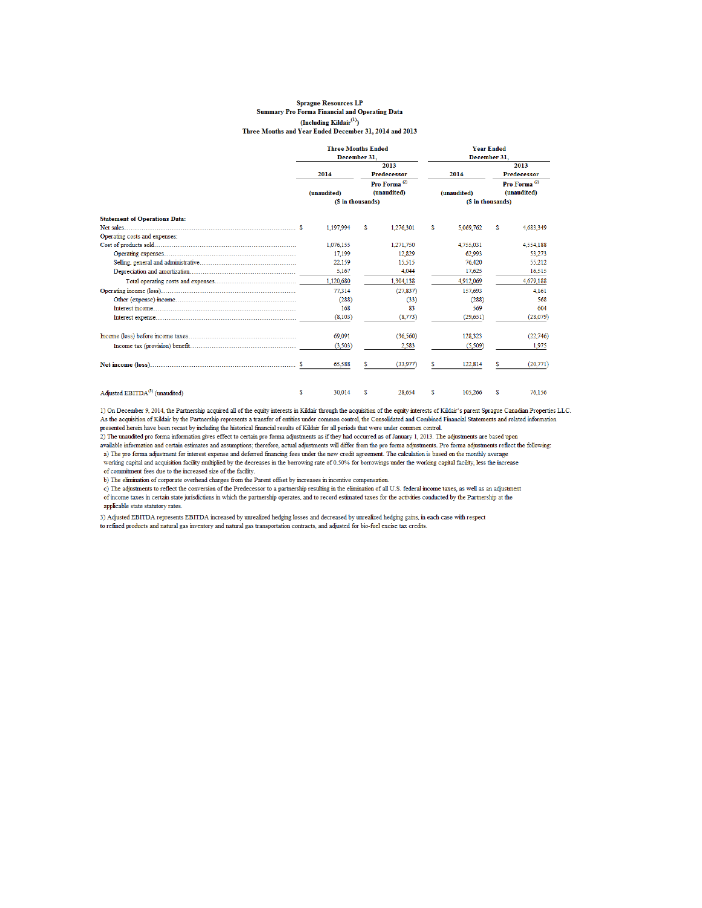**Sprague Resources LP**
**Summary Pro Forma Financial and Operating Data**
**(Including Kildair[1])**
**Three Months and Year Ended December 31, 2014 and 2013**

| | Three Months Ended December 31, | | Year Ended December 31, | |
|---|---|---|---|---|
| | 2014 | 2013 Predecessor Pro Forma[2] | 2014 | 2013 Predecessor Pro Forma[2] |
| | (unaudited) | (unaudited) | (unaudited) | (unaudited) |
| | ($ in thousands) | | ($ in thousands) | |
| **Statement of Operations Data:** | | | | |
| Net sales | $ 1,197,994 | $ 1,276,301 | $ 5,069,762 | $ 4,683,349 |
| Operating costs and expenses: | | | | |
| Cost of products sold | 1,076,155 | 1,271,750 | 4,755,031 | 4,554,188 |
| Operating expenses | 17,199 | 12,829 | 62,993 | 53,273 |
| Selling, general and administrative | 22,159 | 15,515 | 76,420 | 55,212 |
| Depreciation and amortization | 5,167 | 4,044 | 17,625 | 16,515 |
| Total operating costs and expenses | 1,120,680 | 1,304,138 | 4,912,069 | 4,679,188 |
| Operating income (loss) | 77,314 | (27,837) | 157,693 | 4,161 |
| Other (expense) income | (288) | (33) | (288) | 568 |
| Interest income | 168 | 83 | 569 | 604 |
| Interest expense | (8,103) | (8,773) | (29,651) | (28,079) |
| Income (loss) before income taxes | 69,091 | (36,560) | 128,323 | (22,746) |
| Income tax (provision) benefit | (3,503) | 2,583 | (5,509) | 1,975 |
| **Net income (loss)** | $ 65,588 | $ (33,977) | $ 122,814 | $ (20,771) |
| Adjusted EBITDA[3] (unaudited) | $ 30,014 | $ 28,654 | $ 105,266 | $ 76,156 |

1) On December 9, 2014, the Partnership acquired all of the equity interests in Kildair through the acquisition of the equity interests of Kildair's parent Sprague Canadian Properties LLC. As the acquisition of Kildair by the Partnership represents a transfer of entities under common control, the Consolidated and Combined Financial Statements and related information presented herein have been recast by including the historical financial results of Kildair for all periods that were under common control.

2) The unaudited pro forma information gives effect to certain pro forma adjustments as if they had occurred as of January 1, 2013. The adjustments are based upon available information and certain estimates and assumptions; therefore, actual adjustments will differ from the pro forma adjustments. Pro forma adjustments reflect the following:

a) The pro forma adjustment for interest expense and deferred financing fees under the new credit agreement. The calculation is based on the monthly average working capital and acquisition facility multiplied by the decreases in the borrowing rate of 0.50% for borrowings under the working capital facility, less the increase of commitment fees due to the increased size of the facility.

b) The elimination of corporate overhead charges from the Parent offset by increases in incentive compensation.

c) The adjustments to reflect the conversion of the Predecessor to a partnership resulting in the elimination of all U.S. federal income taxes, as well as an adjustment of income taxes in certain state jurisdictions in which the partnership operates, and to record estimated taxes for the activities conducted by the Partnership at the applicable state statutory rates.

3) Adjusted EBITDA represents EBITDA increased by unrealized hedging losses and decreased by unrealized hedging gains, in each case with respect to refined products and natural gas inventory and natural gas transportation contracts, and adjusted for bio-fuel excise tax credits.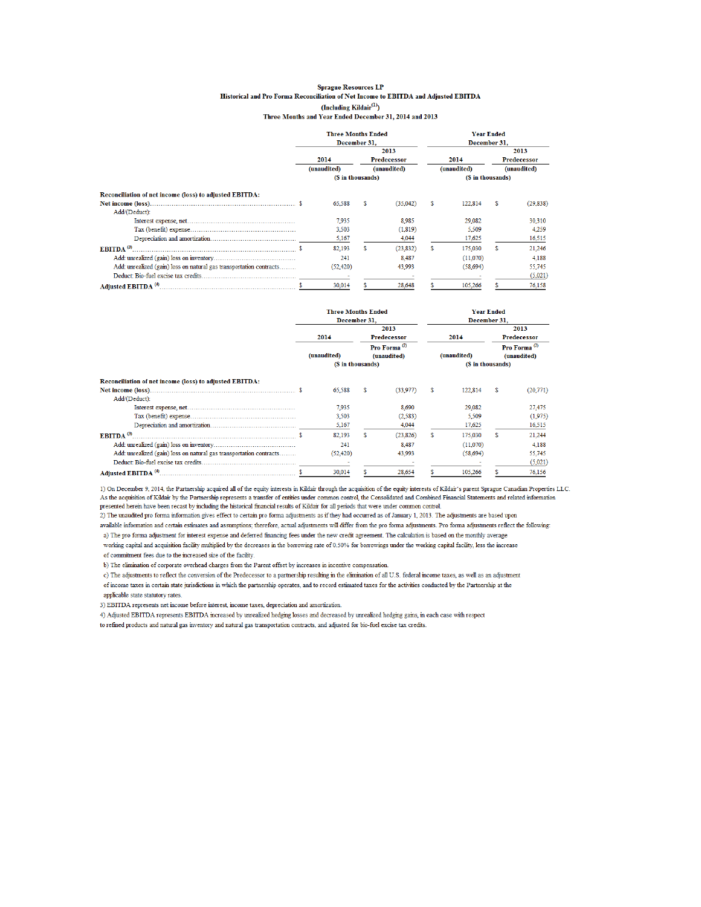**Sprague Resources LP**
**Historical and Pro Forma Reconciliation of Net Income to EBITDA and Adjusted EBITDA**
**(Including Kildair[(1)])**
**Three Months and Year Ended December 31, 2014 and 2013**

| | Three Months Ended December 31, | | Year Ended December 31, | |
|---|---|---|---|---|
| | 2014 (unaudited) | 2013 Predecessor (unaudited) | 2014 (unaudited) | 2013 Predecessor (unaudited) |
| | ($ in thousands) | | ($ in thousands) | |
| **Reconciliation of net income (loss) to adjusted EBITDA:** | | | | |
| **Net income (loss)** | $ 65,588 | $ (35,042) | $ 122,814 | $ (29,838) |
| Add/(Deduct): | | | | |
| Interest expense, net | 7,935 | 8,985 | 29,082 | 30,310 |
| Tax (benefit) expense | 3,503 | (1,819) | 5,509 | 4,259 |
| Depreciation and amortization | 5,167 | 4,044 | 17,625 | 16,515 |
| **EBITDA [(3)]** | $ 82,193 | $ (23,832) | $ 175,030 | $ 21,246 |
| Add: unrealized (gain) loss on inventory | 241 | 8,487 | (11,070) | 4,188 |
| Add: unrealized (gain) loss on natural gas transportation contracts | (52,420) | 43,993 | (58,694) | 55,745 |
| Deduct: Bio-fuel excise tax credits | - | - | - | (5,021) |
| **Adjusted EBITDA [(4)]** | $ 30,014 | $ 28,648 | $ 105,266 | $ 76,158 |

| | Three Months Ended December 31, | | Year Ended December 31, | |
|---|---|---|---|---|
| | 2014 (unaudited) | 2013 Predecessor Pro Forma [(2)] (unaudited) | 2014 (unaudited) | 2013 Predecessor Pro Forma [(2)] (unaudited) |
| | ($ in thousands) | | ($ in thousands) | |
| **Reconciliation of net income (loss) to adjusted EBITDA:** | | | | |
| **Net income (loss)** | $ 65,588 | $ (33,977) | $ 122,814 | $ (20,771) |
| Add/(Deduct): | | | | |
| Interest expense, net | 7,935 | 8,690 | 29,082 | 27,475 |
| Tax (benefit) expense | 3,503 | (2,583) | 5,509 | (1,975) |
| Depreciation and amortization | 5,167 | 4,044 | 17,625 | 16,515 |
| **EBITDA [(3)]** | $ 82,193 | $ (23,826) | $ 175,030 | $ 21,244 |
| Add: unrealized (gain) loss on inventory | 241 | 8,487 | (11,070) | 4,188 |
| Add: unrealized (gain) loss on natural gas transportation contracts | (52,420) | 43,993 | (58,694) | 55,745 |
| Deduct: Bio-fuel excise tax credits | - | - | - | (5,021) |
| **Adjusted EBITDA [(4)]** | $ 30,014 | $ 28,654 | $ 105,266 | $ 76,156 |

1) On December 9, 2014, the Partnership acquired all of the equity interests in Kildair through the acquisition of the equity interests of Kildair's parent Sprague Canadian Properties LLC. As the acquisition of Kildair by the Partnership represents a transfer of entities under common control, the Consolidated and Combined Financial Statements and related information presented herein have been recast by including the historical financial results of Kildair for all periods that were under common control.

2) The unaudited pro forma information gives effect to certain pro forma adjustments as if they had occurred as of January 1, 2013. The adjustments are based upon available information and certain estimates and assumptions; therefore, actual adjustments will differ from the pro forma adjustments. Pro forma adjustments reflect the following:

a) The pro forma adjustment for interest expense and deferred financing fees under the new credit agreement. The calculation is based on the monthly average working capital and acquisition facility multiplied by the decreases in the borrowing rate of 0.50% for borrowings under the working capital facility, less the increase of commitment fees due to the increased size of the facility.

b) The elimination of corporate overhead charges from the Parent offset by increases in incentive compensation.

c) The adjustments to reflect the conversion of the Predecessor to a partnership resulting in the elimination of all U.S. federal income taxes, as well as an adjustment of income taxes in certain state jurisdictions in which the partnership operates, and to record estimated taxes for the activities conducted by the Partnership at the applicable state statutory rates.

3) EBITDA represents net income before interest, income taxes, depreciation and amortization.

4) Adjusted EBITDA represents EBITDA increased by unrealized hedging losses and decreased by unrealized hedging gains, in each case with respect to refined products and natural gas inventory and natural gas transportation contracts, and adjusted for bio-fuel excise tax credits.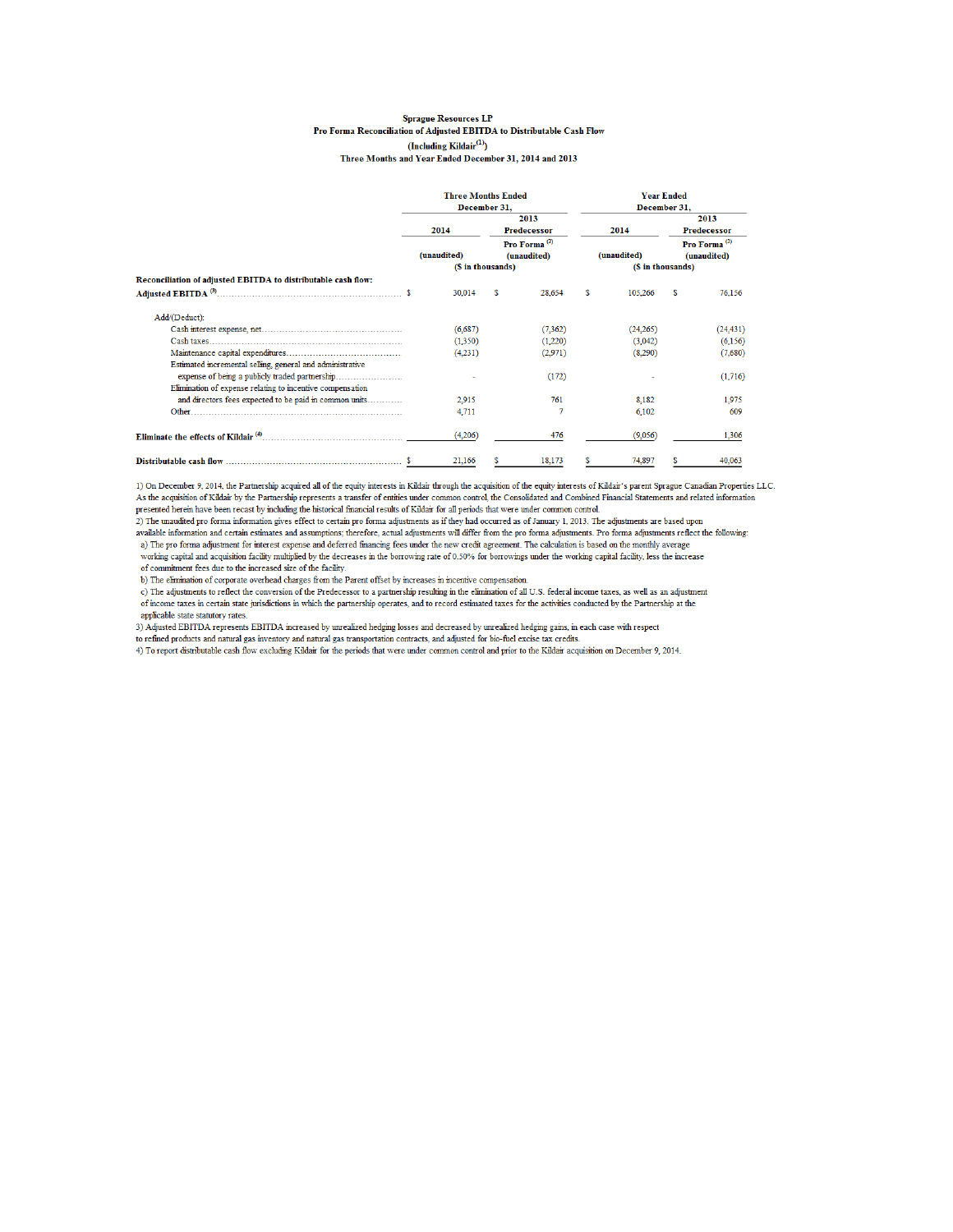**Sprague Resources LP**
**Pro Forma Reconciliation of Adjusted EBITDA to Distributable Cash Flow**
**(Including Kildair[(1)])**
**Three Months and Year Ended December 31, 2014 and 2013**

| | Three Months Ended December 31, 2014 (unaudited) | Three Months Ended December 31, 2013 Predecessor Pro Forma[(2)] (unaudited) | Year Ended December 31, 2014 (unaudited) | Year Ended December 31, 2013 Predecessor Pro Forma[(2)] (unaudited) |
|---|---|---|---|---|
| | ($ in thousands) | | ($ in thousands) | |
| **Reconciliation of adjusted EBITDA to distributable cash flow:** | | | | |
| **Adjusted EBITDA[(3)]** | $ 30,014 | $ 28,654 | $ 105,266 | $ 76,156 |
| Add/(Deduct): | | | | |
| Cash interest expense, net | (6,687) | (7,362) | (24,265) | (24,431) |
| Cash taxes | (1,350) | (1,220) | (3,042) | (6,156) |
| Maintenance capital expenditures | (4,231) | (2,971) | (8,290) | (7,680) |
| Estimated incremental selling, general and administrative expense of being a publicly traded partnership | - | (172) | - | (1,716) |
| Elimination of expense relating to incentive compensation and directors fees expected to be paid in common units | 2,915 | 761 | 8,182 | 1,975 |
| Other | 4,711 | 7 | 6,102 | 609 |
| **Eliminate the effects of Kildair[(4)]** | (4,206) | 476 | (9,056) | 1,306 |
| **Distributable cash flow** | $ 21,166 | $ 18,173 | $ 74,897 | $ 40,063 |

1) On December 9, 2014, the Partnership acquired all of the equity interests in Kildair through the acquisition of the equity interests of Kildair's parent Sprague Canadian Properties LLC. As the acquisition of Kildair by the Partnership represents a transfer of entities under common control, the Consolidated and Combined Financial Statements and related information presented herein have been recast by including the historical financial results of Kildair for all periods that were under common control.

2) The unaudited pro forma information gives effect to certain pro forma adjustments as if they had occurred as of January 1, 2013. The adjustments are based upon available information and certain estimates and assumptions; therefore, actual adjustments will differ from the pro forma adjustments. Pro forma adjustments reflect the following:

a) The pro forma adjustment for interest expense and deferred financing fees under the new credit agreement. The calculation is based on the monthly average working capital and acquisition facility multiplied by the decreases in the borrowing rate of 0.50% for borrowings under the working capital facility, less the increase of commitment fees due to the increased size of the facility.

b) The elimination of corporate overhead charges from the Parent offset by increases in incentive compensation.

c) The adjustments to reflect the conversion of the Predecessor to a partnership resulting in the elimination of all U.S. federal income taxes, as well as an adjustment of income taxes in certain state jurisdictions in which the partnership operates, and to record estimated taxes for the activities conducted by the Partnership at the applicable state statutory rates.

3) Adjusted EBITDA represents EBITDA increased by unrealized hedging losses and decreased by unrealized hedging gains, in each case with respect to refined products and natural gas inventory and natural gas transportation contracts, and adjusted for bio-fuel excise tax credits.

4) To report distributable cash flow excluding Kildair for the periods that were under common control and prior to the Kildair acquisition on December 9, 2014.